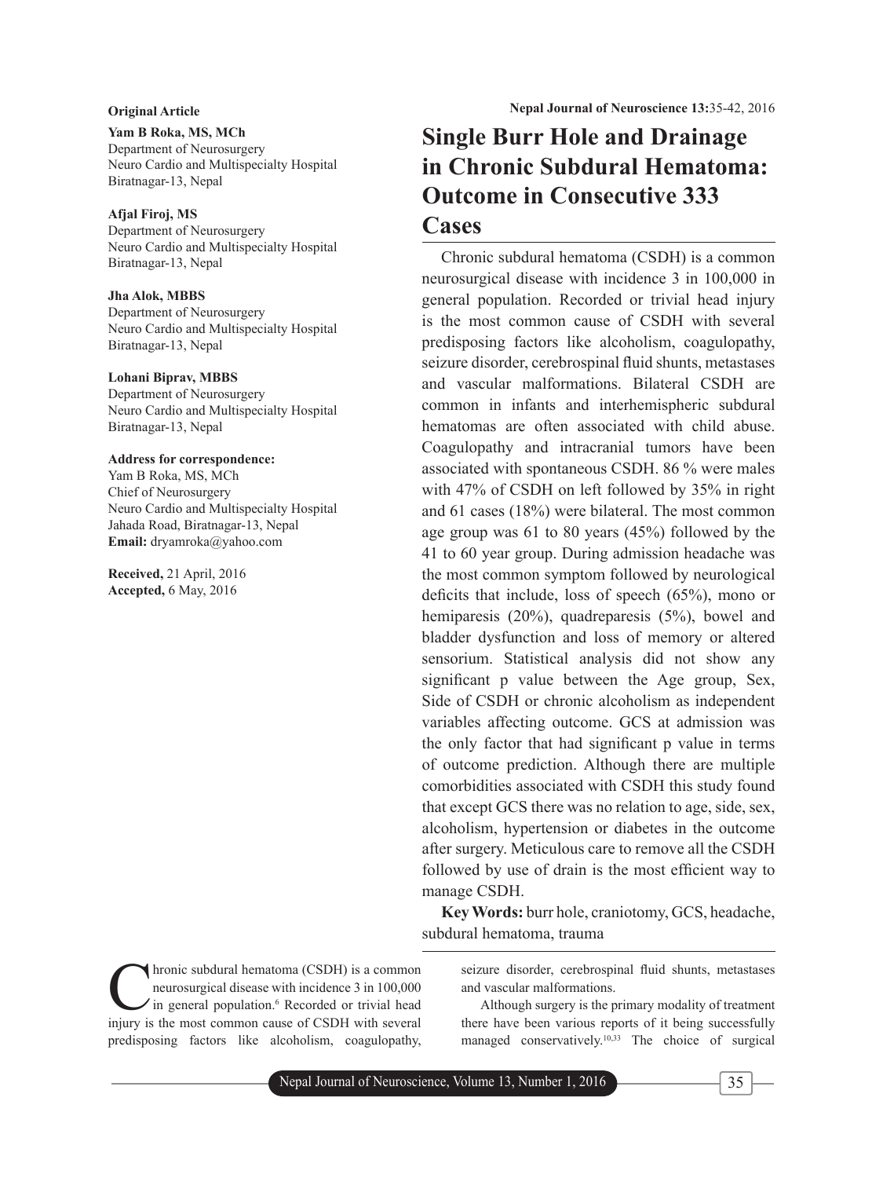**Original Article**

**Yam B Roka, MS, MCh**
Department of Neurosurgery
Neuro Cardio and Multispecialty Hospital
Biratnagar-13, Nepal

**Afjal Firoj, MS**
Department of Neurosurgery
Neuro Cardio and Multispecialty Hospital
Biratnagar-13, Nepal

**Jha Alok, MBBS**
Department of Neurosurgery
Neuro Cardio and Multispecialty Hospital
Biratnagar-13, Nepal

**Lohani Biprav, MBBS**
Department of Neurosurgery
Neuro Cardio and Multispecialty Hospital
Biratnagar-13, Nepal

**Address for correspondence:**
Yam B Roka, MS, MCh
Chief of Neurosurgery
Neuro Cardio and Multispecialty Hospital
Jahada Road, Biratnagar-13, Nepal
**Email:** dryamroka@yahoo.com

**Received,** 21 April, 2016
**Accepted,** 6 May, 2016

# Single Burr Hole and Drainage in Chronic Subdural Hematoma: Outcome in Consecutive 333 Cases

Chronic subdural hematoma (CSDH) is a common neurosurgical disease with incidence 3 in 100,000 in general population. Recorded or trivial head injury is the most common cause of CSDH with several predisposing factors like alcoholism, coagulopathy, seizure disorder, cerebrospinal fluid shunts, metastases and vascular malformations. Bilateral CSDH are common in infants and interhemispheric subdural hematomas are often associated with child abuse. Coagulopathy and intracranial tumors have been associated with spontaneous CSDH. 86 % were males with 47% of CSDH on left followed by 35% in right and 61 cases (18%) were bilateral. The most common age group was 61 to 80 years (45%) followed by the 41 to 60 year group. During admission headache was the most common symptom followed by neurological deficits that include, loss of speech (65%), mono or hemiparesis (20%), quadreparesis (5%), bowel and bladder dysfunction and loss of memory or altered sensorium. Statistical analysis did not show any significant p value between the Age group, Sex, Side of CSDH or chronic alcoholism as independent variables affecting outcome. GCS at admission was the only factor that had significant p value in terms of outcome prediction. Although there are multiple comorbidities associated with CSDH this study found that except GCS there was no relation to age, side, sex, alcoholism, hypertension or diabetes in the outcome after surgery. Meticulous care to remove all the CSDH followed by use of drain is the most efficient way to manage CSDH.

**Key Words:** burr hole, craniotomy, GCS, headache, subdural hematoma, trauma

Chronic subdural hematoma (CSDH) is a common neurosurgical disease with incidence 3 in 100,000 in general population.[6] Recorded or trivial head injury is the most common cause of CSDH with several predisposing factors like alcoholism, coagulopathy, seizure disorder, cerebrospinal fluid shunts, metastases and vascular malformations.

Although surgery is the primary modality of treatment there have been various reports of it being successfully managed conservatively.[10,33] The choice of surgical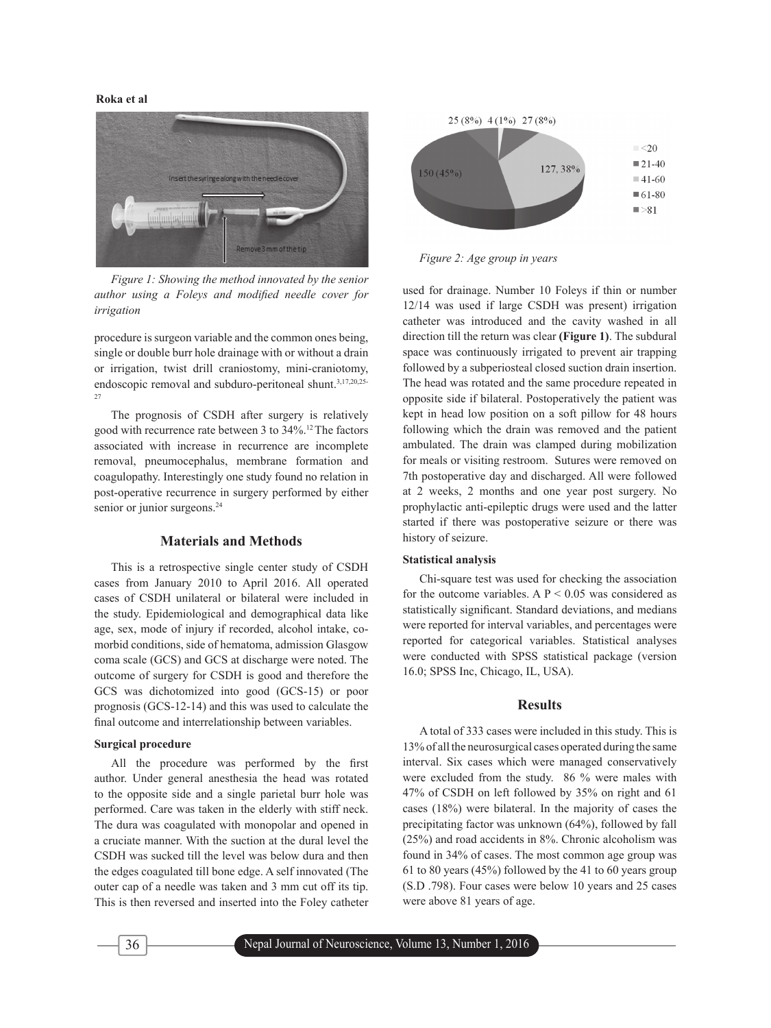*Figure 1: Showing the method innovated by the senior author using a Foleys and modified needle cover for irrigation*

procedure is surgeon variable and the common ones being, single or double burr hole drainage with or without a drain or irrigation, twist drill craniostomy, mini-craniotomy, endoscopic removal and subduro-peritoneal shunt.[3,17,20,25-27]

The prognosis of CSDH after surgery is relatively good with recurrence rate between 3 to 34%.[12] The factors associated with increase in recurrence are incomplete removal, pneumocephalus, membrane formation and coagulopathy. Interestingly one study found no relation in post-operative recurrence in surgery performed by either senior or junior surgeons.[24]

## Materials and Methods

This is a retrospective single center study of CSDH cases from January 2010 to April 2016. All operated cases of CSDH unilateral or bilateral were included in the study. Epidemiological and demographical data like age, sex, mode of injury if recorded, alcohol intake, co-morbid conditions, side of hematoma, admission Glasgow coma scale (GCS) and GCS at discharge were noted. The outcome of surgery for CSDH is good and therefore the GCS was dichotomized into good (GCS-15) or poor prognosis (GCS-12-14) and this was used to calculate the final outcome and interrelationship between variables.

### Surgical procedure

All the procedure was performed by the first author. Under general anesthesia the head was rotated to the opposite side and a single parietal burr hole was performed. Care was taken in the elderly with stiff neck. The dura was coagulated with monopolar and opened in a cruciate manner. With the suction at the dural level the CSDH was sucked till the level was below dura and then the edges coagulated till bone edge. A self innovated (The outer cap of a needle was taken and 3 mm cut off its tip. This is then reversed and inserted into the Foley catheter used for drainage. Number 10 Foleys if thin or number 12/14 was used if large CSDH was present) irrigation catheter was introduced and the cavity washed in all direction till the return was clear **(Figure 1)**. The subdural space was continuously irrigated to prevent air trapping followed by a subperiosteal closed suction drain insertion. The head was rotated and the same procedure repeated in opposite side if bilateral. Postoperatively the patient was kept in head low position on a soft pillow for 48 hours following which the drain was removed and the patient ambulated. The drain was clamped during mobilization for meals or visiting restroom. Sutures were removed on 7th postoperative day and discharged. All were followed at 2 weeks, 2 months and one year post surgery. No prophylactic anti-epileptic drugs were used and the latter started if there was postoperative seizure or there was history of seizure.

### Statistical analysis

Chi-square test was used for checking the association for the outcome variables. A $P < 0.05$ was considered as statistically significant. Standard deviations, and medians were reported for interval variables, and percentages were reported for categorical variables. Statistical analyses were conducted with SPSS statistical package (version 16.0; SPSS Inc, Chicago, IL, USA).

*Figure 2: Age group in years*

## Results

A total of 333 cases were included in this study. This is 13% of all the neurosurgical cases operated during the same interval. Six cases which were managed conservatively were excluded from the study. 86 % were males with 47% of CSDH on left followed by 35% on right and 61 cases (18%) were bilateral. In the majority of cases the precipitating factor was unknown (64%), followed by fall (25%) and road accidents in 8%. Chronic alcoholism was found in 34% of cases. The most common age group was 61 to 80 years (45%) followed by the 41 to 60 years group (S.D .798). Four cases were below 10 years and 25 cases were above 81 years of age.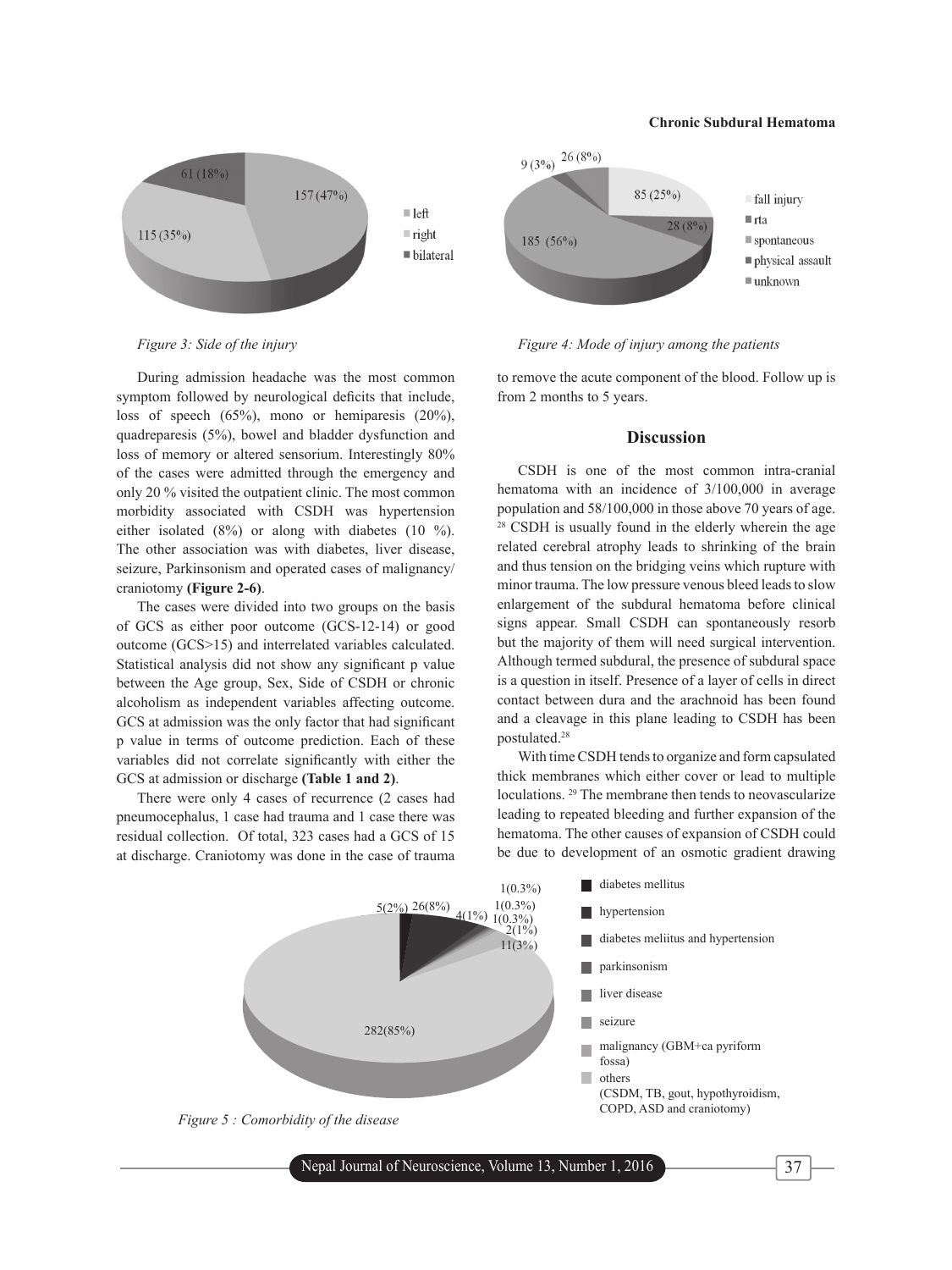Figure 3: Side of the injury

Figure 4: Mode of injury among the patients

During admission headache was the most common symptom followed by neurological deficits that include, loss of speech (65%), mono or hemiparesis (20%), quadreparesis (5%), bowel and bladder dysfunction and loss of memory or altered sensorium. Interestingly 80% of the cases were admitted through the emergency and only 20 % visited the outpatient clinic. The most common morbidity associated with CSDH was hypertension either isolated (8%) or along with diabetes (10 %). The other association was with diabetes, liver disease, seizure, Parkinsonism and operated cases of malignancy/ craniotomy **(Figure 2-6)**.

The cases were divided into two groups on the basis of GCS as either poor outcome (GCS-12-14) or good outcome (GCS>15) and interrelated variables calculated. Statistical analysis did not show any significant p value between the Age group, Sex, Side of CSDH or chronic alcoholism as independent variables affecting outcome. GCS at admission was the only factor that had significant p value in terms of outcome prediction. Each of these variables did not correlate significantly with either the GCS at admission or discharge **(Table 1 and 2)**.

There were only 4 cases of recurrence (2 cases had pneumocephalus, 1 case had trauma and 1 case there was residual collection. Of total, 323 cases had a GCS of 15 at discharge. Craniotomy was done in the case of trauma to remove the acute component of the blood. Follow up is from 2 months to 5 years.

## Discussion

CSDH is one of the most common intra-cranial hematoma with an incidence of 3/100,000 in average population and 58/100,000 in those above 70 years of age.[28] CSDH is usually found in the elderly wherein the age related cerebral atrophy leads to shrinking of the brain and thus tension on the bridging veins which rupture with minor trauma. The low pressure venous bleed leads to slow enlargement of the subdural hematoma before clinical signs appear. Small CSDH can spontaneously resorb but the majority of them will need surgical intervention. Although termed subdural, the presence of subdural space is a question in itself. Presence of a layer of cells in direct contact between dura and the arachnoid has been found and a cleavage in this plane leading to CSDH has been postulated.[28]

With time CSDH tends to organize and form capsulated thick membranes which either cover or lead to multiple loculations.[29] The membrane then tends to neovascularize leading to repeated bleeding and further expansion of the hematoma. The other causes of expansion of CSDH could be due to development of an osmotic gradient drawing

Figure 5 : Comorbidity of the disease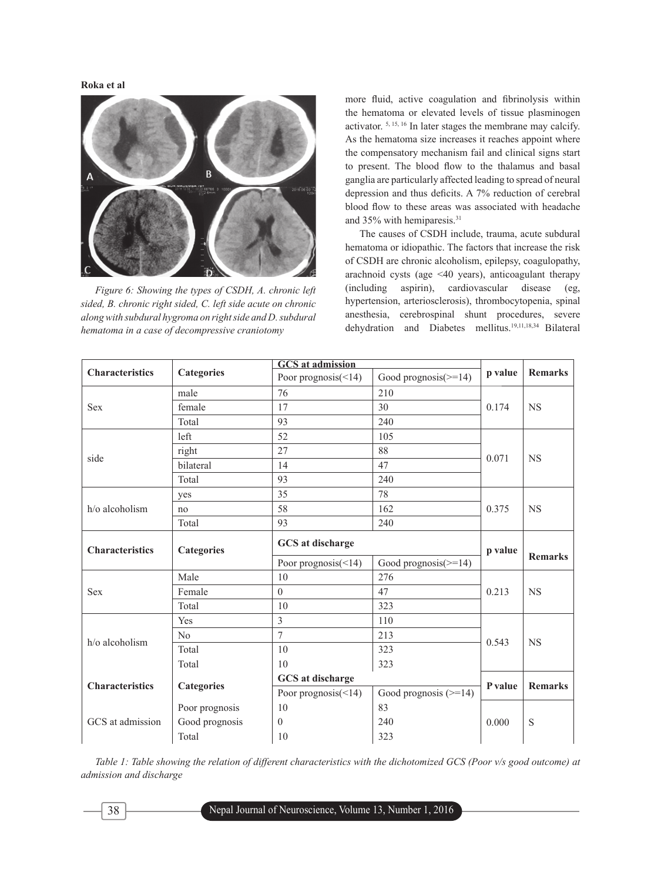Figure 6: Showing the types of CSDH, A. chronic left sided, B. chronic right sided, C. left side acute on chronic along with subdural hygroma on right side and D. subdural hematoma in a case of decompressive craniotomy

more fluid, active coagulation and fibrinolysis within the hematoma or elevated levels of tissue plasminogen activator.[5, 15, 16] In later stages the membrane may calcify. As the hematoma size increases it reaches appoint where the compensatory mechanism fail and clinical signs start to present. The blood flow to the thalamus and basal ganglia are particularly affected leading to spread of neural depression and thus deficits. A 7% reduction of cerebral blood flow to these areas was associated with headache and 35% with hemiparesis.[31]

The causes of CSDH include, trauma, acute subdural hematoma or idiopathic. The factors that increase the risk of CSDH are chronic alcoholism, epilepsy, coagulopathy, arachnoid cysts (age <40 years), anticoagulant therapy (including aspirin), cardiovascular disease (eg, hypertension, arteriosclerosis), thrombocytopenia, spinal anesthesia, cerebrospinal shunt procedures, severe dehydration and Diabetes mellitus.[19,11,18,34] Bilateral

| Characteristics | Categories | GCS at admission | | p value | Remarks |
|---|---|---|---|---|---|
| | | Poor prognosis(<14) | Good prognosis(>=14) | | |
| Sex | male | 76 | 210 | 0.174 | NS |
| | female | 17 | 30 | | |
| | Total | 93 | 240 | | |
| side | left | 52 | 105 | 0.071 | NS |
| | right | 27 | 88 | | |
| | bilateral | 14 | 47 | | |
| | Total | 93 | 240 | | |
| h/o alcoholism | yes | 35 | 78 | 0.375 | NS |
| | no | 58 | 162 | | |
| | Total | 93 | 240 | | |
| **Characteristics** | **Categories** | **GCS at discharge** | | **p value** | **Remarks** |
| | | Poor prognosis(<14) | Good prognosis(>=14) | | |
| Sex | Male | 10 | 276 | 0.213 | NS |
| | Female | 0 | 47 | | |
| | Total | 10 | 323 | | |
| h/o alcoholism | Yes | 3 | 110 | 0.543 | NS |
| | No | 7 | 213 | | |
| | Total | 10 | 323 | | |
| | Total | 10 | 323 | | |
| **Characteristics** | **Categories** | **GCS at discharge** | | **P value** | **Remarks** |
| | | Poor prognosis(<14) | Good prognosis (>=14) | | |
| GCS at admission | Poor prognosis | 10 | 83 | 0.000 | S |
| | Good prognosis | 0 | 240 | | |
| | Total | 10 | 323 | | |

Table 1: Table showing the relation of different characteristics with the dichotomized GCS (Poor v/s good outcome) at admission and discharge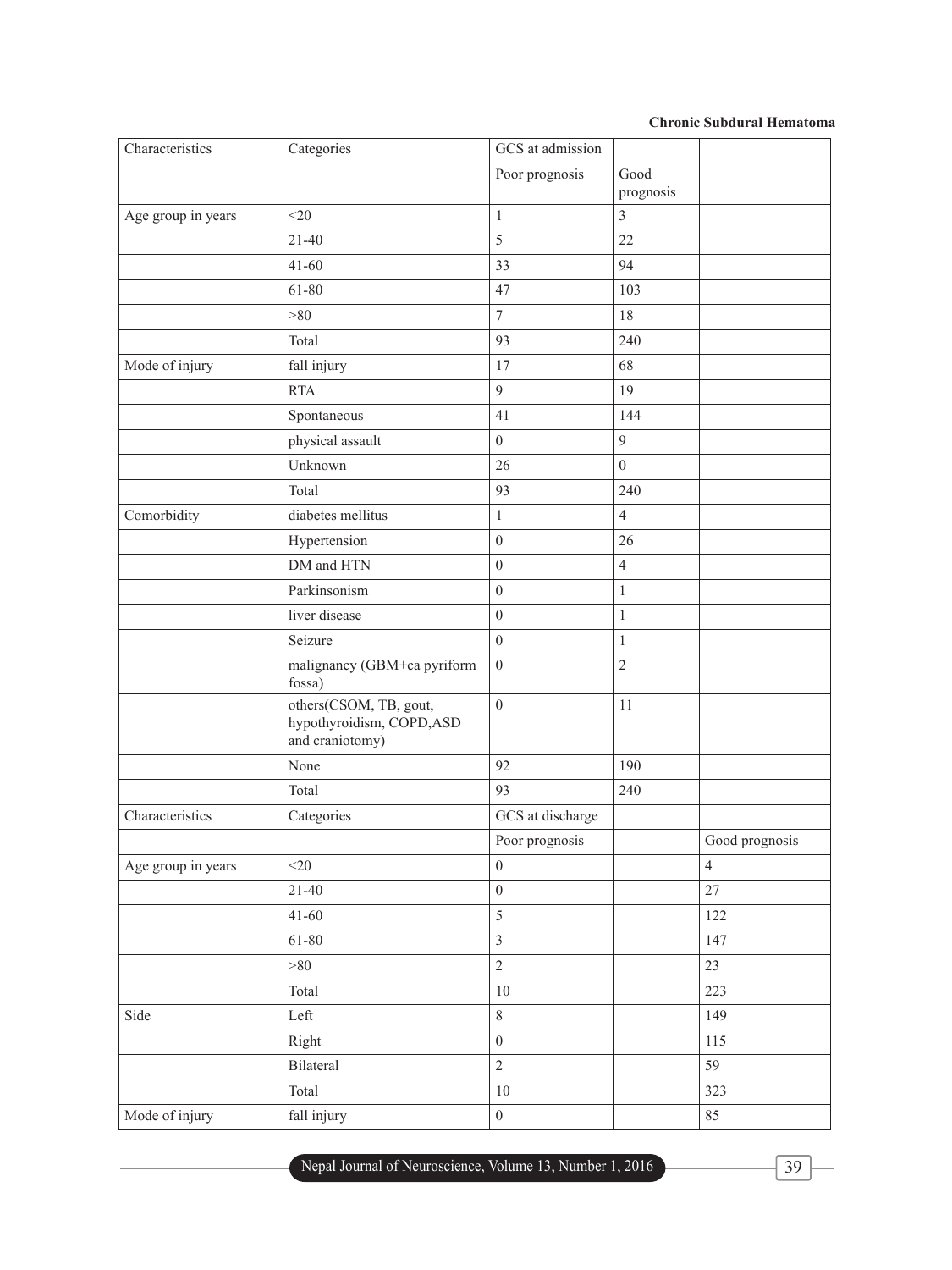| Characteristics | Categories | GCS at admission | | |
|---|---|---|---|---|
| | | Poor prognosis | Good prognosis | |
| Age group in years | <20 | 1 | 3 | |
| | 21-40 | 5 | 22 | |
| | 41-60 | 33 | 94 | |
| | 61-80 | 47 | 103 | |
| | >80 | 7 | 18 | |
| | Total | 93 | 240 | |
| Mode of injury | fall injury | 17 | 68 | |
| | RTA | 9 | 19 | |
| | Spontaneous | 41 | 144 | |
| | physical assault | 0 | 9 | |
| | Unknown | 26 | 0 | |
| | Total | 93 | 240 | |
| Comorbidity | diabetes mellitus | 1 | 4 | |
| | Hypertension | 0 | 26 | |
| | DM and HTN | 0 | 4 | |
| | Parkinsonism | 0 | 1 | |
| | liver disease | 0 | 1 | |
| | Seizure | 0 | 1 | |
| | malignancy (GBM+ca pyriform fossa) | 0 | 2 | |
| | others(CSOM, TB, gout, hypothyroidism, COPD,ASD and craniotomy) | 0 | 11 | |
| | None | 92 | 190 | |
| | Total | 93 | 240 | |
| Characteristics | Categories | GCS at discharge | | |
| | | Poor prognosis | | Good prognosis |
| Age group in years | <20 | 0 | | 4 |
| | 21-40 | 0 | | 27 |
| | 41-60 | 5 | | 122 |
| | 61-80 | 3 | | 147 |
| | >80 | 2 | | 23 |
| | Total | 10 | | 223 |
| Side | Left | 8 | | 149 |
| | Right | 0 | | 115 |
| | Bilateral | 2 | | 59 |
| | Total | 10 | | 323 |
| Mode of injury | fall injury | 0 | | 85 |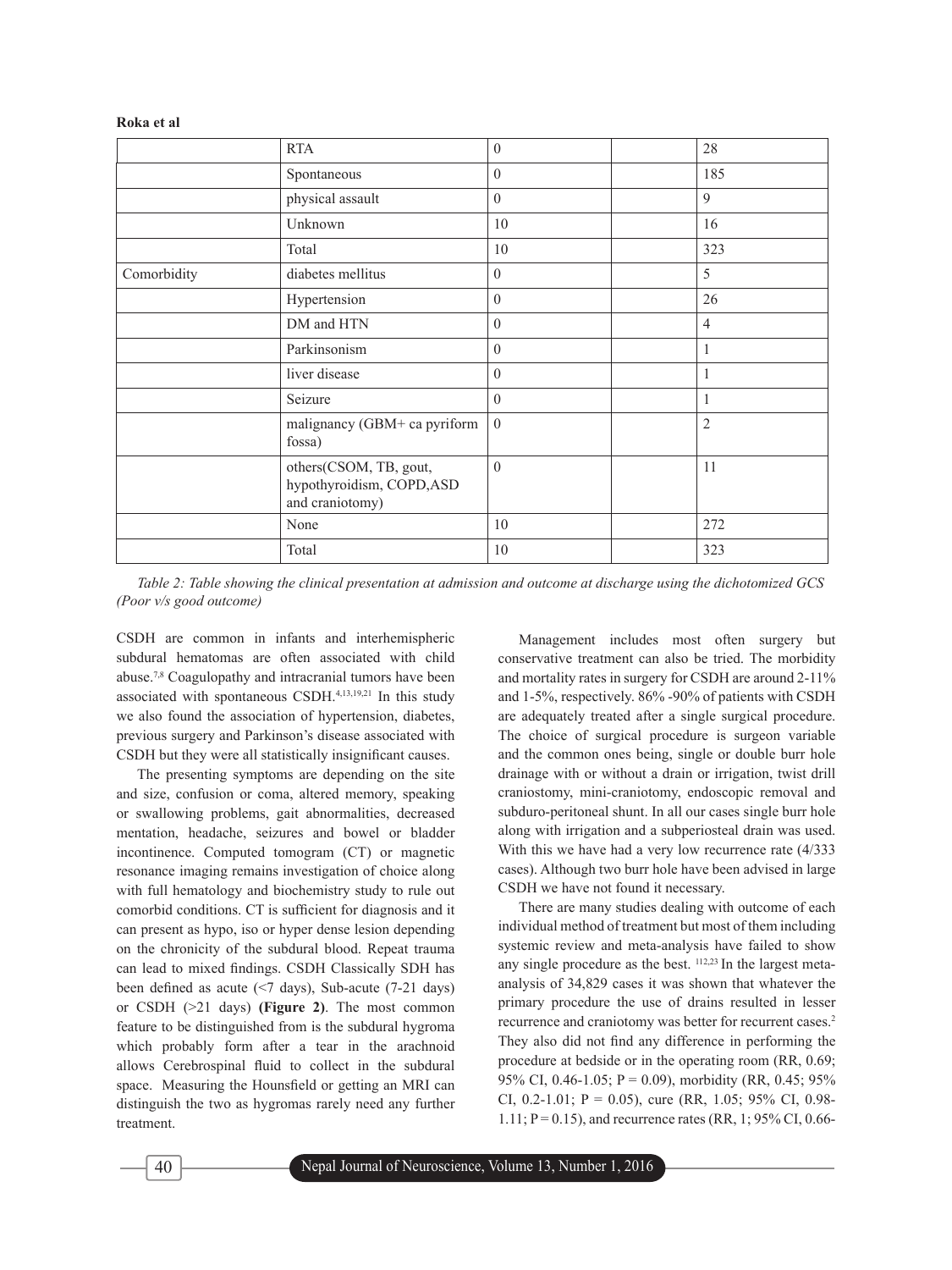|  | RTA | 0 |  | 28 |
|---|---|---|---|---|
|  | Spontaneous | 0 |  | 185 |
|  | physical assault | 0 |  | 9 |
|  | Unknown | 10 |  | 16 |
|  | Total | 10 |  | 323 |
| Comorbidity | diabetes mellitus | 0 |  | 5 |
|  | Hypertension | 0 |  | 26 |
|  | DM and HTN | 0 |  | 4 |
|  | Parkinsonism | 0 |  | 1 |
|  | liver disease | 0 |  | 1 |
|  | Seizure | 0 |  | 1 |
|  | malignancy (GBM+ ca pyriform fossa) | 0 |  | 2 |
|  | others(CSOM, TB, gout, hypothyroidism, COPD,ASD and craniotomy) | 0 |  | 11 |
|  | None | 10 |  | 272 |
|  | Total | 10 |  | 323 |

*Table 2: Table showing the clinical presentation at admission and outcome at discharge using the dichotomized GCS (Poor v/s good outcome)*

CSDH are common in infants and interhemispheric subdural hematomas are often associated with child abuse.[7,8] Coagulopathy and intracranial tumors have been associated with spontaneous CSDH.[4,13,19,21] In this study we also found the association of hypertension, diabetes, previous surgery and Parkinson's disease associated with CSDH but they were all statistically insignificant causes.

The presenting symptoms are depending on the site and size, confusion or coma, altered memory, speaking or swallowing problems, gait abnormalities, decreased mentation, headache, seizures and bowel or bladder incontinence. Computed tomogram (CT) or magnetic resonance imaging remains investigation of choice along with full hematology and biochemistry study to rule out comorbid conditions. CT is sufficient for diagnosis and it can present as hypo, iso or hyper dense lesion depending on the chronicity of the subdural blood. Repeat trauma can lead to mixed findings. CSDH Classically SDH has been defined as acute (<7 days), Sub-acute (7-21 days) or CSDH (>21 days) **(Figure 2)**. The most common feature to be distinguished from is the subdural hygroma which probably form after a tear in the arachnoid allows Cerebrospinal fluid to collect in the subdural space. Measuring the Hounsfield or getting an MRI can distinguish the two as hygromas rarely need any further treatment.

Management includes most often surgery but conservative treatment can also be tried. The morbidity and mortality rates in surgery for CSDH are around 2-11% and 1-5%, respectively. 86% -90% of patients with CSDH are adequately treated after a single surgical procedure. The choice of surgical procedure is surgeon variable and the common ones being, single or double burr hole drainage with or without a drain or irrigation, twist drill craniostomy, mini-craniotomy, endoscopic removal and subduro-peritoneal shunt. In all our cases single burr hole along with irrigation and a subperiosteal drain was used. With this we have had a very low recurrence rate (4/333 cases). Although two burr hole have been advised in large CSDH we have not found it necessary.

There are many studies dealing with outcome of each individual method of treatment but most of them including systemic review and meta-analysis have failed to show any single procedure as the best. [112,23] In the largest meta-analysis of 34,829 cases it was shown that whatever the primary procedure the use of drains resulted in lesser recurrence and craniotomy was better for recurrent cases.[2] They also did not find any difference in performing the procedure at bedside or in the operating room (RR, 0.69; 95% CI, 0.46-1.05; P = 0.09), morbidity (RR, 0.45; 95% CI, 0.2-1.01; P = 0.05), cure (RR, 1.05; 95% CI, 0.98-1.11; P = 0.15), and recurrence rates (RR, 1; 95% CI, 0.66-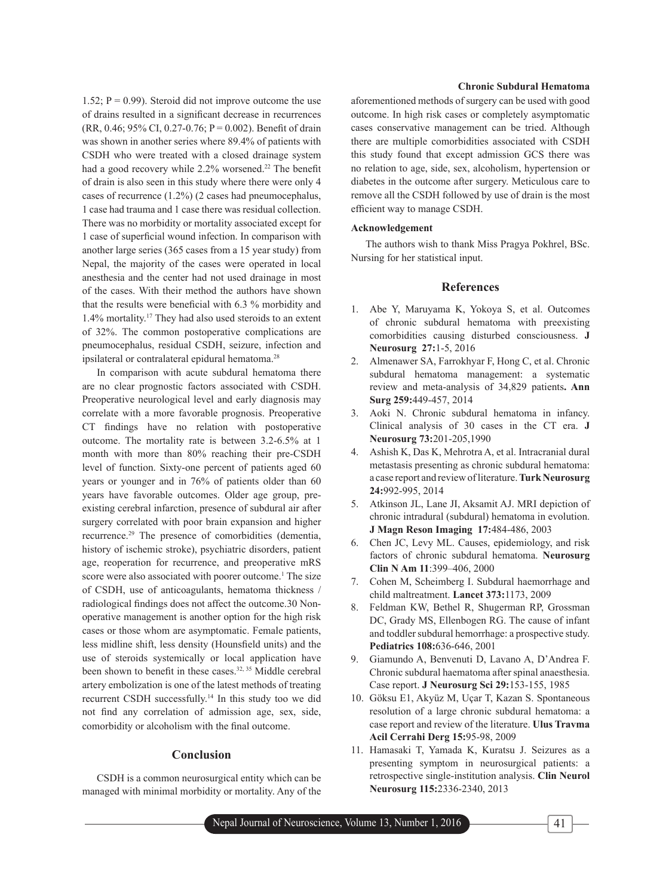1.52; P = 0.99). Steroid did not improve outcome the use of drains resulted in a significant decrease in recurrences (RR, 0.46; 95% CI, 0.27-0.76; P = 0.002). Benefit of drain was shown in another series where 89.4% of patients with CSDH who were treated with a closed drainage system had a good recovery while 2.2% worsened.[22] The benefit of drain is also seen in this study where there were only 4 cases of recurrence (1.2%) (2 cases had pneumocephalus, 1 case had trauma and 1 case there was residual collection. There was no morbidity or mortality associated except for 1 case of superficial wound infection. In comparison with another large series (365 cases from a 15 year study) from Nepal, the majority of the cases were operated in local anesthesia and the center had not used drainage in most of the cases. With their method the authors have shown that the results were beneficial with 6.3 % morbidity and 1.4% mortality.[17] They had also used steroids to an extent of 32%. The common postoperative complications are pneumocephalus, residual CSDH, seizure, infection and ipsilateral or contralateral epidural hematoma.[28]

In comparison with acute subdural hematoma there are no clear prognostic factors associated with CSDH. Preoperative neurological level and early diagnosis may correlate with a more favorable prognosis. Preoperative CT findings have no relation with postoperative outcome. The mortality rate is between 3.2-6.5% at 1 month with more than 80% reaching their pre-CSDH level of function. Sixty-one percent of patients aged 60 years or younger and in 76% of patients older than 60 years have favorable outcomes. Older age group, pre-existing cerebral infarction, presence of subdural air after surgery correlated with poor brain expansion and higher recurrence.[29] The presence of comorbidities (dementia, history of ischemic stroke), psychiatric disorders, patient age, reoperation for recurrence, and preoperative mRS score were also associated with poorer outcome.[1] The size of CSDH, use of anticoagulants, hematoma thickness / radiological findings does not affect the outcome.30 Non-operative management is another option for the high risk cases or those whom are asymptomatic. Female patients, less midline shift, less density (Hounsfield units) and the use of steroids systemically or local application have been shown to benefit in these cases.[32, 35] Middle cerebral artery embolization is one of the latest methods of treating recurrent CSDH successfully.[14] In this study too we did not find any correlation of admission age, sex, side, comorbidity or alcoholism with the final outcome.

## Conclusion

CSDH is a common neurosurgical entity which can be managed with minimal morbidity or mortality. Any of the aforementioned methods of surgery can be used with good outcome. In high risk cases or completely asymptomatic cases conservative management can be tried. Although there are multiple comorbidities associated with CSDH this study found that except admission GCS there was no relation to age, side, sex, alcoholism, hypertension or diabetes in the outcome after surgery. Meticulous care to remove all the CSDH followed by use of drain is the most efficient way to manage CSDH.

### Acknowledgement

The authors wish to thank Miss Pragya Pokhrel, BSc. Nursing for her statistical input.

## References

1. Abe Y, Maruyama K, Yokoya S, et al. Outcomes of chronic subdural hematoma with preexisting comorbidities causing disturbed consciousness. **J Neurosurg 27:**1-5, 2016
2. Almenawer SA, Farrokhyar F, Hong C, et al. Chronic subdural hematoma management: a systematic review and meta-analysis of 34,829 patients**. Ann Surg 259:**449-457, 2014
3. Aoki N. Chronic subdural hematoma in infancy. Clinical analysis of 30 cases in the CT era. **J Neurosurg 73:**201-205,1990
4. Ashish K, Das K, Mehrotra A, et al. Intracranial dural metastasis presenting as chronic subdural hematoma: a case report and review of literature. **Turk Neurosurg 24:**992-995, 2014
5. Atkinson JL, Lane JI, Aksamit AJ. MRI depiction of chronic intradural (subdural) hematoma in evolution. **J Magn Reson Imaging 17:**484-486, 2003
6. Chen JC, Levy ML. Causes, epidemiology, and risk factors of chronic subdural hematoma. **Neurosurg Clin N Am 11**:399–406, 2000
7. Cohen M, Scheimberg I. Subdural haemorrhage and child maltreatment. **Lancet 373:**1173, 2009
8. Feldman KW, Bethel R, Shugerman RP, Grossman DC, Grady MS, Ellenbogen RG. The cause of infant and toddler subdural hemorrhage: a prospective study. **Pediatrics 108:**636-646, 2001
9. Giamundo A, Benvenuti D, Lavano A, D'Andrea F. Chronic subdural haematoma after spinal anaesthesia. Case report. **J Neurosurg Sci 29:**153-155, 1985
10. Göksu E1, Akyüz M, Uçar T, Kazan S. Spontaneous resolution of a large chronic subdural hematoma: a case report and review of the literature. **Ulus Travma Acil Cerrahi Derg 15:**95-98, 2009
11. Hamasaki T, Yamada K, Kuratsu J. Seizures as a presenting symptom in neurosurgical patients: a retrospective single-institution analysis. **Clin Neurol Neurosurg 115:**2336-2340, 2013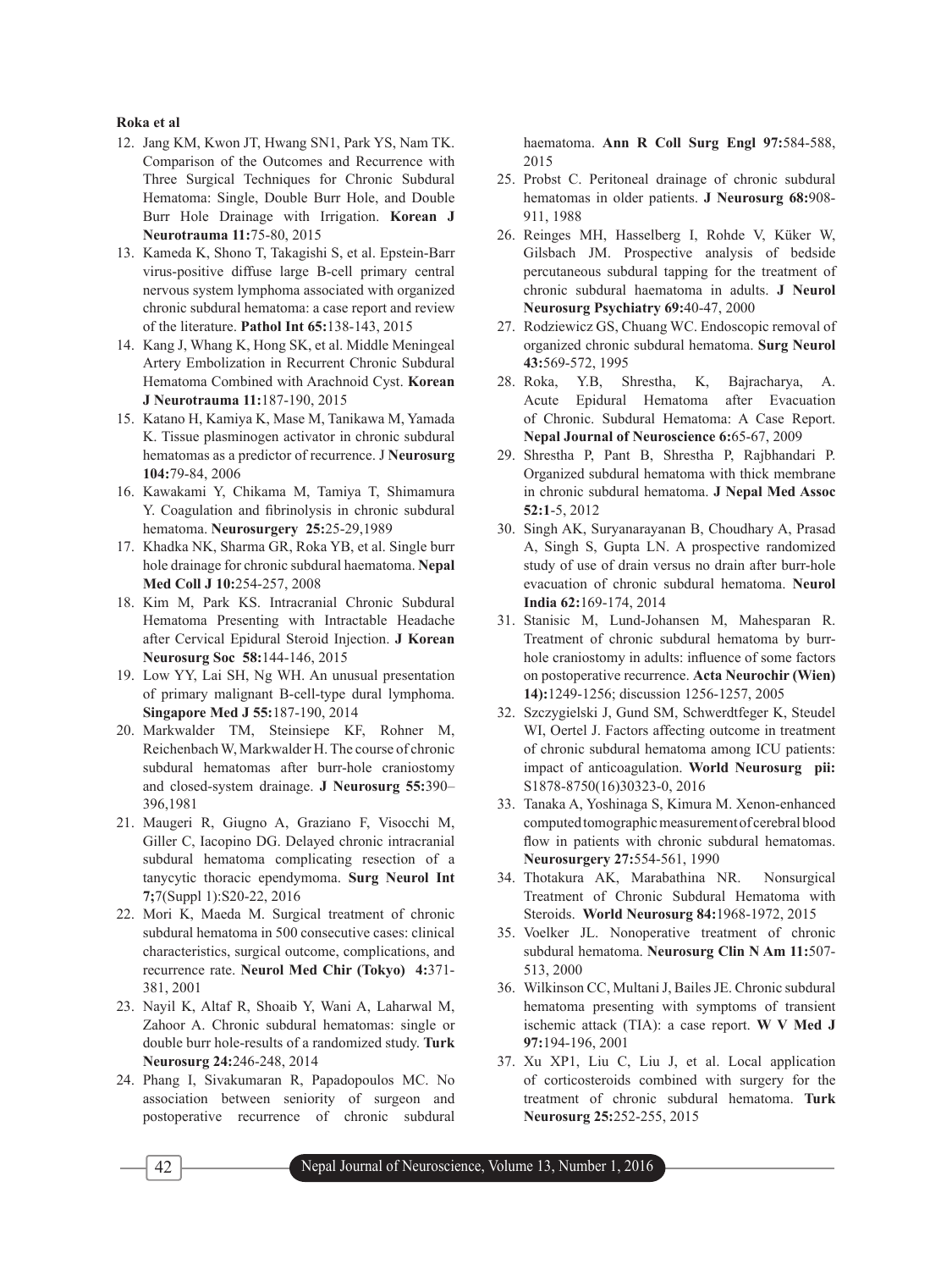12. Jang KM, Kwon JT, Hwang SN1, Park YS, Nam TK. Comparison of the Outcomes and Recurrence with Three Surgical Techniques for Chronic Subdural Hematoma: Single, Double Burr Hole, and Double Burr Hole Drainage with Irrigation. **Korean J Neurotrauma 11:**75-80, 2015
13. Kameda K, Shono T, Takagishi S, et al. Epstein-Barr virus-positive diffuse large B-cell primary central nervous system lymphoma associated with organized chronic subdural hematoma: a case report and review of the literature. **Pathol Int 65:**138-143, 2015
14. Kang J, Whang K, Hong SK, et al. Middle Meningeal Artery Embolization in Recurrent Chronic Subdural Hematoma Combined with Arachnoid Cyst. **Korean J Neurotrauma 11:**187-190, 2015
15. Katano H, Kamiya K, Mase M, Tanikawa M, Yamada K. Tissue plasminogen activator in chronic subdural hematomas as a predictor of recurrence. J **Neurosurg 104:**79-84, 2006
16. Kawakami Y, Chikama M, Tamiya T, Shimamura Y. Coagulation and fibrinolysis in chronic subdural hematoma. **Neurosurgery 25:**25-29,1989
17. Khadka NK, Sharma GR, Roka YB, et al. Single burr hole drainage for chronic subdural haematoma. **Nepal Med Coll J 10:**254-257, 2008
18. Kim M, Park KS. Intracranial Chronic Subdural Hematoma Presenting with Intractable Headache after Cervical Epidural Steroid Injection. **J Korean Neurosurg Soc 58:**144-146, 2015
19. Low YY, Lai SH, Ng WH. An unusual presentation of primary malignant B-cell-type dural lymphoma. **Singapore Med J 55:**187-190, 2014
20. Markwalder TM, Steinsiepe KF, Rohner M, Reichenbach W, Markwalder H. The course of chronic subdural hematomas after burr-hole craniostomy and closed-system drainage. **J Neurosurg 55:**390–396,1981
21. Maugeri R, Giugno A, Graziano F, Visocchi M, Giller C, Iacopino DG. Delayed chronic intracranial subdural hematoma complicating resection of a tanycytic thoracic ependymoma. **Surg Neurol Int 7;**7(Suppl 1):S20-22, 2016
22. Mori K, Maeda M. Surgical treatment of chronic subdural hematoma in 500 consecutive cases: clinical characteristics, surgical outcome, complications, and recurrence rate. **Neurol Med Chir (Tokyo) 4:**371-381, 2001
23. Nayil K, Altaf R, Shoaib Y, Wani A, Laharwal M, Zahoor A. Chronic subdural hematomas: single or double burr hole-results of a randomized study. **Turk Neurosurg 24:**246-248, 2014
24. Phang I, Sivakumaran R, Papadopoulos MC. No association between seniority of surgeon and postoperative recurrence of chronic subdural haematoma. **Ann R Coll Surg Engl 97:**584-588, 2015
25. Probst C. Peritoneal drainage of chronic subdural hematomas in older patients. **J Neurosurg 68:**908-911, 1988
26. Reinges MH, Hasselberg I, Rohde V, Küker W, Gilsbach JM. Prospective analysis of bedside percutaneous subdural tapping for the treatment of chronic subdural haematoma in adults. **J Neurol Neurosurg Psychiatry 69:**40-47, 2000
27. Rodziewicz GS, Chuang WC. Endoscopic removal of organized chronic subdural hematoma. **Surg Neurol 43:**569-572, 1995
28. Roka, Y.B, Shrestha, K, Bajracharya, A. Acute Epidural Hematoma after Evacuation of Chronic. Subdural Hematoma: A Case Report. **Nepal Journal of Neuroscience 6:**65-67, 2009
29. Shrestha P, Pant B, Shrestha P, Rajbhandari P. Organized subdural hematoma with thick membrane in chronic subdural hematoma. **J Nepal Med Assoc 52:1**-5, 2012
30. Singh AK, Suryanarayanan B, Choudhary A, Prasad A, Singh S, Gupta LN. A prospective randomized study of use of drain versus no drain after burr-hole evacuation of chronic subdural hematoma. **Neurol India 62:**169-174, 2014
31. Stanisic M, Lund-Johansen M, Mahesparan R. Treatment of chronic subdural hematoma by burr-hole craniostomy in adults: influence of some factors on postoperative recurrence. **Acta Neurochir (Wien) 14):**1249-1256; discussion 1256-1257, 2005
32. Szczygielski J, Gund SM, Schwerdtfeger K, Steudel WI, Oertel J. Factors affecting outcome in treatment of chronic subdural hematoma among ICU patients: impact of anticoagulation. **World Neurosurg pii:** S1878-8750(16)30323-0, 2016
33. Tanaka A, Yoshinaga S, Kimura M. Xenon-enhanced computed tomographic measurement of cerebral blood flow in patients with chronic subdural hematomas. **Neurosurgery 27:**554-561, 1990
34. Thotakura AK, Marabathina NR. Nonsurgical Treatment of Chronic Subdural Hematoma with Steroids. **World Neurosurg 84:**1968-1972, 2015
35. Voelker JL. Nonoperative treatment of chronic subdural hematoma. **Neurosurg Clin N Am 11:**507-513, 2000
36. Wilkinson CC, Multani J, Bailes JE. Chronic subdural hematoma presenting with symptoms of transient ischemic attack (TIA): a case report. **W V Med J 97:**194-196, 2001
37. Xu XP1, Liu C, Liu J, et al. Local application of corticosteroids combined with surgery for the treatment of chronic subdural hematoma. **Turk Neurosurg 25:**252-255, 2015